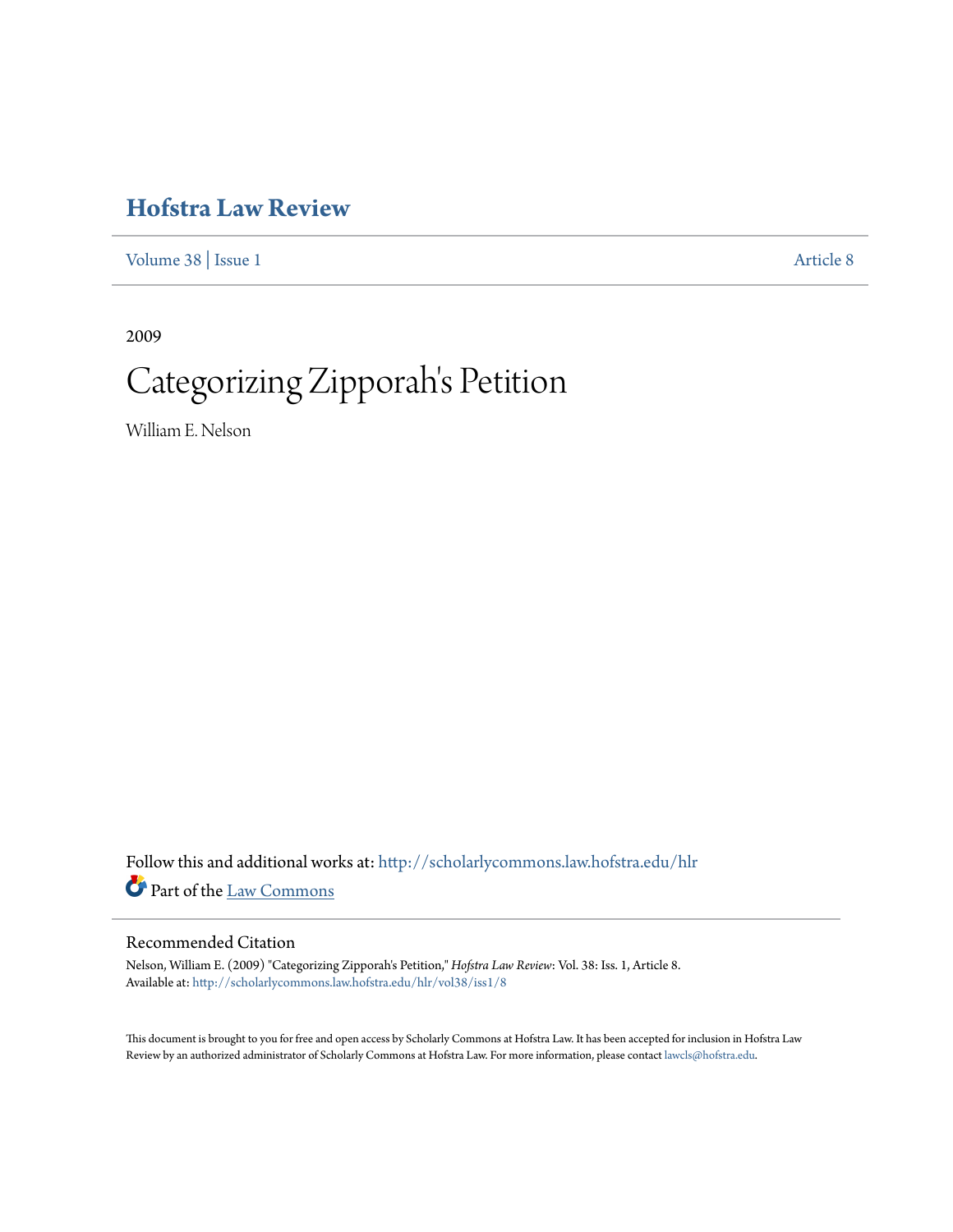# Hofstra Law Review

Volume 38 | Issue 1 Article 8

2009

# Categorizing Zipporah's Petition

William E. Nelson

Follow this and additional works at: http://scholarlycommons.law.hofstra.edu/hlr

Part of the Law Commons

## Recommended Citation

Nelson, William E. (2009) "Categorizing Zipporah's Petition," *Hofstra Law Review*: Vol. 38: Iss. 1, Article 8.
Available at: http://scholarlycommons.law.hofstra.edu/hlr/vol38/iss1/8

This document is brought to you for free and open access by Scholarly Commons at Hofstra Law. It has been accepted for inclusion in Hofstra Law Review by an authorized administrator of Scholarly Commons at Hofstra Law. For more information, please contact lawcls@hofstra.edu.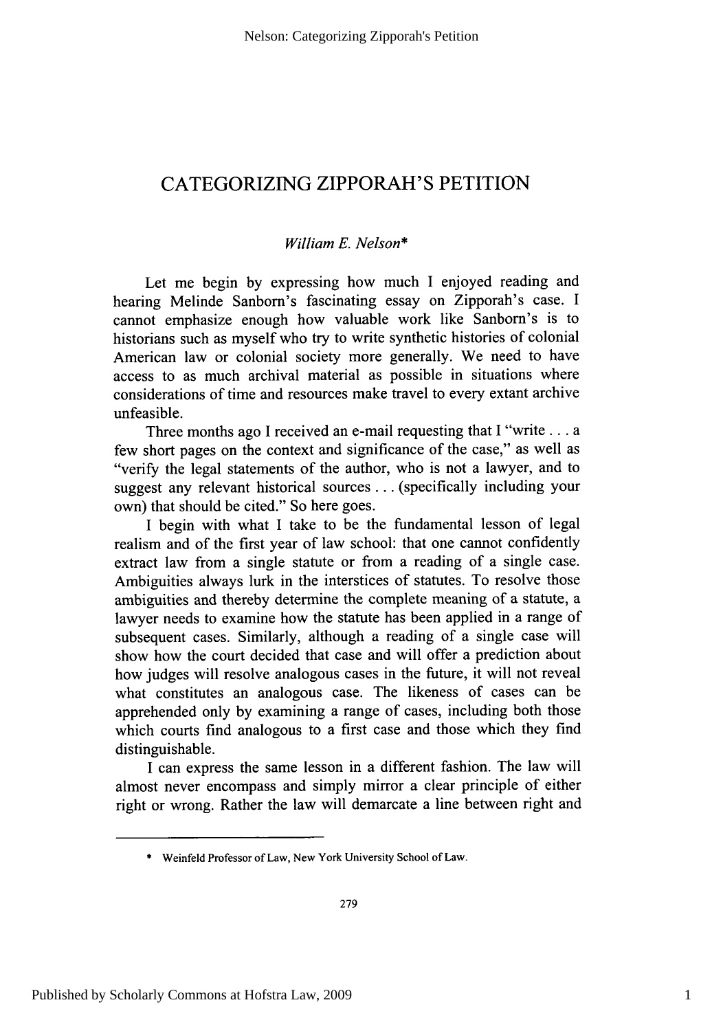# CATEGORIZING ZIPPORAH'S PETITION

*William E. Nelson\**

Let me begin by expressing how much I enjoyed reading and hearing Melinde Sanborn's fascinating essay on Zipporah's case. I cannot emphasize enough how valuable work like Sanborn's is to historians such as myself who try to write synthetic histories of colonial American law or colonial society more generally. We need to have access to as much archival material as possible in situations where considerations of time and resources make travel to every extant archive unfeasible.

Three months ago I received an e-mail requesting that I "write . . . a few short pages on the context and significance of the case," as well as "verify the legal statements of the author, who is not a lawyer, and to suggest any relevant historical sources . . . (specifically including your own) that should be cited." So here goes.

I begin with what I take to be the fundamental lesson of legal realism and of the first year of law school: that one cannot confidently extract law from a single statute or from a reading of a single case. Ambiguities always lurk in the interstices of statutes. To resolve those ambiguities and thereby determine the complete meaning of a statute, a lawyer needs to examine how the statute has been applied in a range of subsequent cases. Similarly, although a reading of a single case will show how the court decided that case and will offer a prediction about how judges will resolve analogous cases in the future, it will not reveal what constitutes an analogous case. The likeness of cases can be apprehended only by examining a range of cases, including both those which courts find analogous to a first case and those which they find distinguishable.

I can express the same lesson in a different fashion. The law will almost never encompass and simply mirror a clear principle of either right or wrong. Rather the law will demarcate a line between right and

---

\* Weinfeld Professor of Law, New York University School of Law.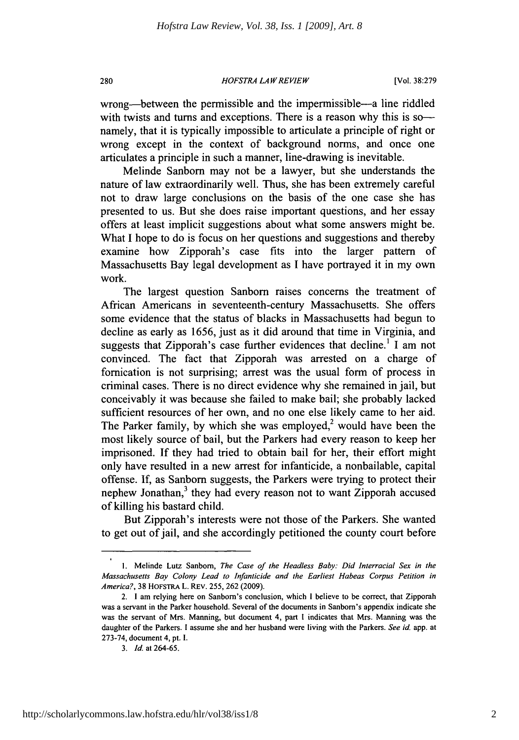wrong—between the permissible and the impermissible—a line riddled with twists and turns and exceptions. There is a reason why this is so—namely, that it is typically impossible to articulate a principle of right or wrong except in the context of background norms, and once one articulates a principle in such a manner, line-drawing is inevitable.

Melinde Sanborn may not be a lawyer, but she understands the nature of law extraordinarily well. Thus, she has been extremely careful not to draw large conclusions on the basis of the one case she has presented to us. But she does raise important questions, and her essay offers at least implicit suggestions about what some answers might be. What I hope to do is focus on her questions and suggestions and thereby examine how Zipporah's case fits into the larger pattern of Massachusetts Bay legal development as I have portrayed it in my own work.

The largest question Sanborn raises concerns the treatment of African Americans in seventeenth-century Massachusetts. She offers some evidence that the status of blacks in Massachusetts had begun to decline as early as 1656, just as it did around that time in Virginia, and suggests that Zipporah's case further evidences that decline.[1] I am not convinced. The fact that Zipporah was arrested on a charge of fornication is not surprising; arrest was the usual form of process in criminal cases. There is no direct evidence why she remained in jail, but conceivably it was because she failed to make bail; she probably lacked sufficient resources of her own, and no one else likely came to her aid. The Parker family, by which she was employed,[2] would have been the most likely source of bail, but the Parkers had every reason to keep her imprisoned. If they had tried to obtain bail for her, their effort might only have resulted in a new arrest for infanticide, a nonbailable, capital offense. If, as Sanborn suggests, the Parkers were trying to protect their nephew Jonathan,[3] they had every reason not to want Zipporah accused of killing his bastard child.

But Zipporah's interests were not those of the Parkers. She wanted to get out of jail, and she accordingly petitioned the county court before

---

1. Melinde Lutz Sanborn, *The Case of the Headless Baby: Did Interracial Sex in the Massachusetts Bay Colony Lead to Infanticide and the Earliest Habeas Corpus Petition in America?*, 38 HOFSTRA L. REV. 255, 262 (2009).

2. I am relying here on Sanborn's conclusion, which I believe to be correct, that Zipporah was a servant in the Parker household. Several of the documents in Sanborn's appendix indicate she was the servant of Mrs. Manning, but document 4, part I indicates that Mrs. Manning was the daughter of the Parkers. I assume she and her husband were living with the Parkers. *See id.* app. at 273-74, document 4, pt. I.

3. *Id.* at 264-65.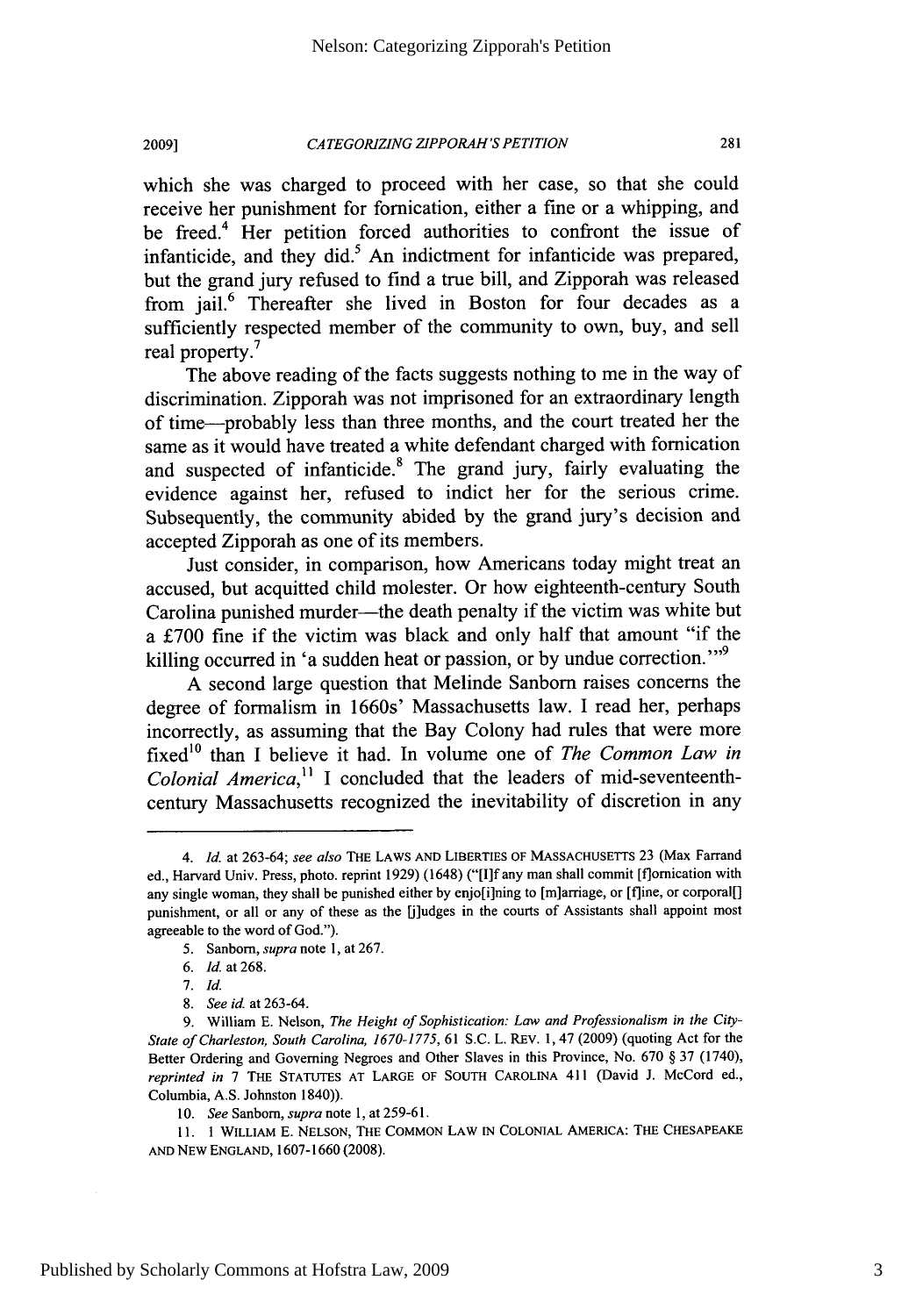which she was charged to proceed with her case, so that she could receive her punishment for fornication, either a fine or a whipping, and be freed.[4] Her petition forced authorities to confront the issue of infanticide, and they did.[5] An indictment for infanticide was prepared, but the grand jury refused to find a true bill, and Zipporah was released from jail.[6] Thereafter she lived in Boston for four decades as a sufficiently respected member of the community to own, buy, and sell real property.[7]

The above reading of the facts suggests nothing to me in the way of discrimination. Zipporah was not imprisoned for an extraordinary length of time—probably less than three months, and the court treated her the same as it would have treated a white defendant charged with fornication and suspected of infanticide.[8] The grand jury, fairly evaluating the evidence against her, refused to indict her for the serious crime. Subsequently, the community abided by the grand jury's decision and accepted Zipporah as one of its members.

Just consider, in comparison, how Americans today might treat an accused, but acquitted child molester. Or how eighteenth-century South Carolina punished murder—the death penalty if the victim was white but a £700 fine if the victim was black and only half that amount "if the killing occurred in 'a sudden heat or passion, or by undue correction.'"[9]

A second large question that Melinde Sanborn raises concerns the degree of formalism in 1660s' Massachusetts law. I read her, perhaps incorrectly, as assuming that the Bay Colony had rules that were more fixed[10] than I believe it had. In volume one of *The Common Law in Colonial America*,[11] I concluded that the leaders of mid-seventeenth-century Massachusetts recognized the inevitability of discretion in any

---

4. *Id.* at 263-64; *see also* THE LAWS AND LIBERTIES OF MASSACHUSETTS 23 (Max Farrand ed., Harvard Univ. Press, photo. reprint 1929) (1648) ("[I]f any man shall commit [f]ornication with any single woman, they shall be punished either by enjo[i]ning to [m]arriage, or [f]ine, or corporal[] punishment, or all or any of these as the [j]udges in the courts of Assistants shall appoint most agreeable to the word of God.").

5. Sanborn, *supra* note 1, at 267.

6. *Id.* at 268.

7. *Id.*

8. *See id.* at 263-64.

9. William E. Nelson, *The Height of Sophistication: Law and Professionalism in the City-State of Charleston, South Carolina, 1670-1775*, 61 S.C. L. REV. 1, 47 (2009) (quoting Act for the Better Ordering and Governing Negroes and Other Slaves in this Province, No. 670 § 37 (1740), *reprinted in* 7 THE STATUTES AT LARGE OF SOUTH CAROLINA 411 (David J. McCord ed., Columbia, A.S. Johnston 1840)).

10. *See* Sanborn, *supra* note 1, at 259-61.

11. 1 WILLIAM E. NELSON, THE COMMON LAW IN COLONIAL AMERICA: THE CHESAPEAKE AND NEW ENGLAND, 1607-1660 (2008).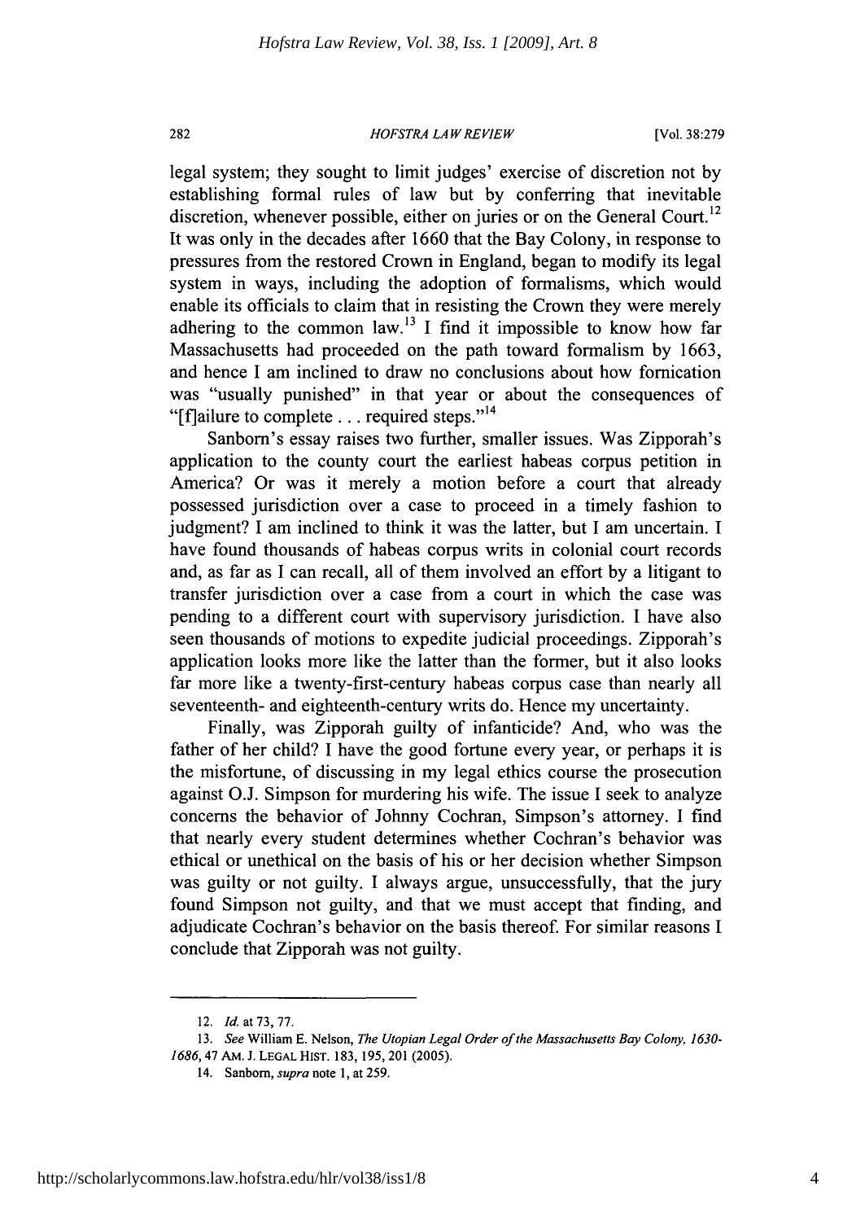legal system; they sought to limit judges' exercise of discretion not by establishing formal rules of law but by conferring that inevitable discretion, whenever possible, either on juries or on the General Court.[12] It was only in the decades after 1660 that the Bay Colony, in response to pressures from the restored Crown in England, began to modify its legal system in ways, including the adoption of formalisms, which would enable its officials to claim that in resisting the Crown they were merely adhering to the common law.[13] I find it impossible to know how far Massachusetts had proceeded on the path toward formalism by 1663, and hence I am inclined to draw no conclusions about how fornication was "usually punished" in that year or about the consequences of "[f]ailure to complete . . . required steps."[14]

Sanborn's essay raises two further, smaller issues. Was Zipporah's application to the county court the earliest habeas corpus petition in America? Or was it merely a motion before a court that already possessed jurisdiction over a case to proceed in a timely fashion to judgment? I am inclined to think it was the latter, but I am uncertain. I have found thousands of habeas corpus writs in colonial court records and, as far as I can recall, all of them involved an effort by a litigant to transfer jurisdiction over a case from a court in which the case was pending to a different court with supervisory jurisdiction. I have also seen thousands of motions to expedite judicial proceedings. Zipporah's application looks more like the latter than the former, but it also looks far more like a twenty-first-century habeas corpus case than nearly all seventeenth- and eighteenth-century writs do. Hence my uncertainty.

Finally, was Zipporah guilty of infanticide? And, who was the father of her child? I have the good fortune every year, or perhaps it is the misfortune, of discussing in my legal ethics course the prosecution against O.J. Simpson for murdering his wife. The issue I seek to analyze concerns the behavior of Johnny Cochran, Simpson's attorney. I find that nearly every student determines whether Cochran's behavior was ethical or unethical on the basis of his or her decision whether Simpson was guilty or not guilty. I always argue, unsuccessfully, that the jury found Simpson not guilty, and that we must accept that finding, and adjudicate Cochran's behavior on the basis thereof. For similar reasons I conclude that Zipporah was not guilty.

---

12. *Id.* at 73, 77.

13. *See* William E. Nelson, *The Utopian Legal Order of the Massachusetts Bay Colony, 1630-1686*, 47 AM. J. LEGAL HIST. 183, 195, 201 (2005).

14. Sanborn, *supra* note 1, at 259.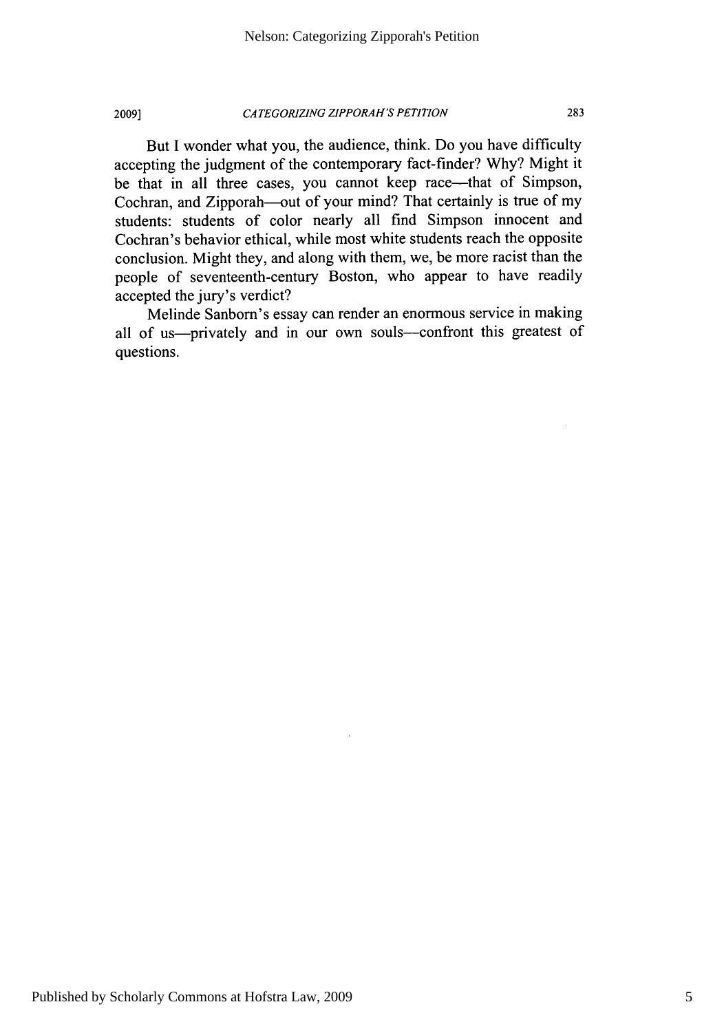But I wonder what you, the audience, think. Do you have difficulty accepting the judgment of the contemporary fact-finder? Why? Might it be that in all three cases, you cannot keep race—that of Simpson, Cochran, and Zipporah—out of your mind? That certainly is true of my students: students of color nearly all find Simpson innocent and Cochran's behavior ethical, while most white students reach the opposite conclusion. Might they, and along with them, we, be more racist than the people of seventeenth-century Boston, who appear to have readily accepted the jury's verdict?

Melinde Sanborn's essay can render an enormous service in making all of us—privately and in our own souls—confront this greatest of questions.